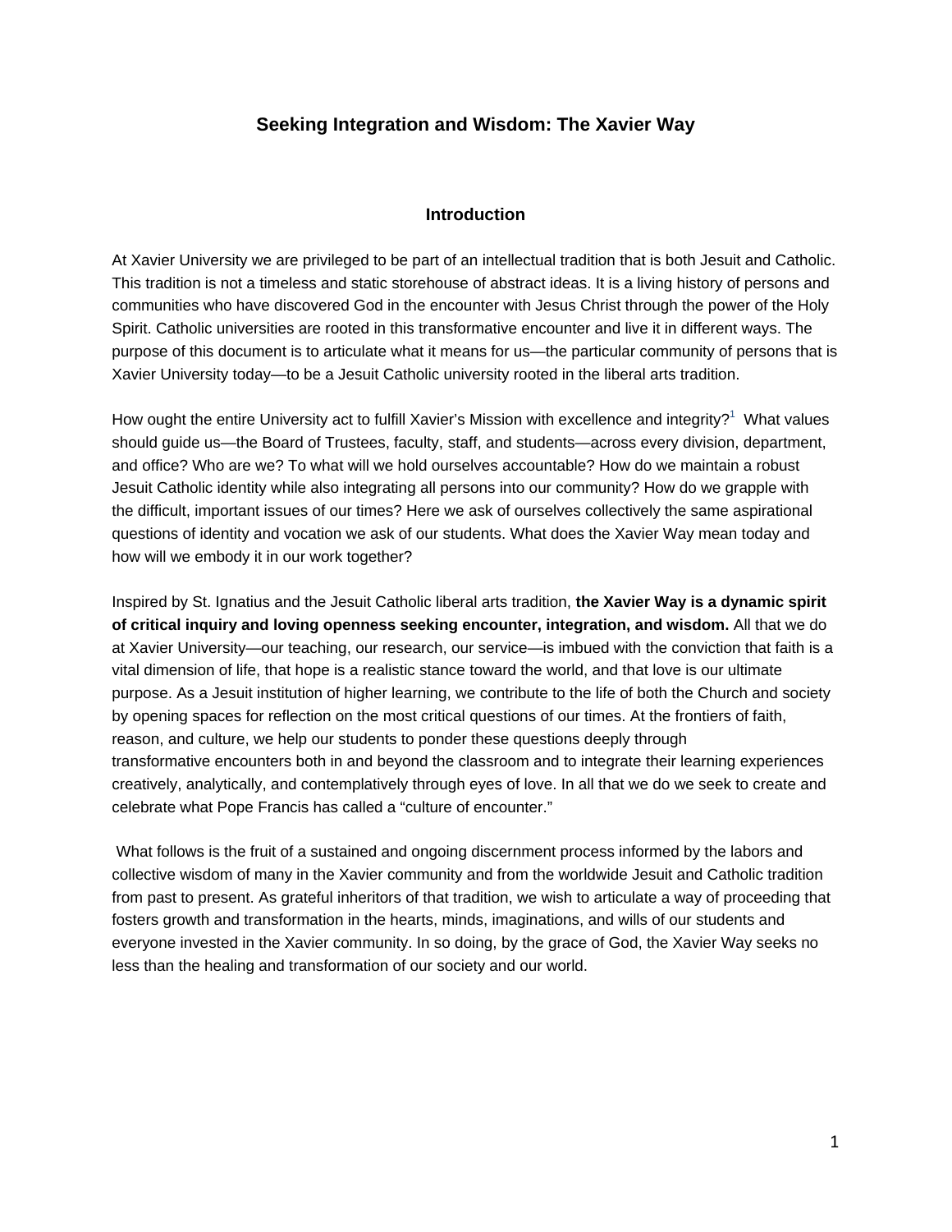# Seeking Integration and Wisdom: The Xavier Way

## Introduction

At Xavier University we are privileged to be part of an intellectual tradition that is both Jesuit and Catholic. This tradition is not a timeless and static storehouse of abstract ideas. It is a living history of persons and communities who have discovered God in the encounter with Jesus Christ through the power of the Holy Spirit. Catholic universities are rooted in this transformative encounter and live it in different ways. The purpose of this document is to articulate what it means for us—the particular community of persons that is Xavier University today—to be a Jesuit Catholic university rooted in the liberal arts tradition.

How ought the entire University act to fulfill Xavier's Mission with excellence and integrity?[1] What values should guide us—the Board of Trustees, faculty, staff, and students—across every division, department, and office? Who are we? To what will we hold ourselves accountable? How do we maintain a robust Jesuit Catholic identity while also integrating all persons into our community? How do we grapple with the difficult, important issues of our times? Here we ask of ourselves collectively the same aspirational questions of identity and vocation we ask of our students. What does the Xavier Way mean today and how will we embody it in our work together?

Inspired by St. Ignatius and the Jesuit Catholic liberal arts tradition, **the Xavier Way is a dynamic spirit of critical inquiry and loving openness seeking encounter, integration, and wisdom.** All that we do at Xavier University—our teaching, our research, our service—is imbued with the conviction that faith is a vital dimension of life, that hope is a realistic stance toward the world, and that love is our ultimate purpose. As a Jesuit institution of higher learning, we contribute to the life of both the Church and society by opening spaces for reflection on the most critical questions of our times. At the frontiers of faith, reason, and culture, we help our students to ponder these questions deeply through transformative encounters both in and beyond the classroom and to integrate their learning experiences creatively, analytically, and contemplatively through eyes of love. In all that we do we seek to create and celebrate what Pope Francis has called a "culture of encounter."

What follows is the fruit of a sustained and ongoing discernment process informed by the labors and collective wisdom of many in the Xavier community and from the worldwide Jesuit and Catholic tradition from past to present. As grateful inheritors of that tradition, we wish to articulate a way of proceeding that fosters growth and transformation in the hearts, minds, imaginations, and wills of our students and everyone invested in the Xavier community. In so doing, by the grace of God, the Xavier Way seeks no less than the healing and transformation of our society and our world.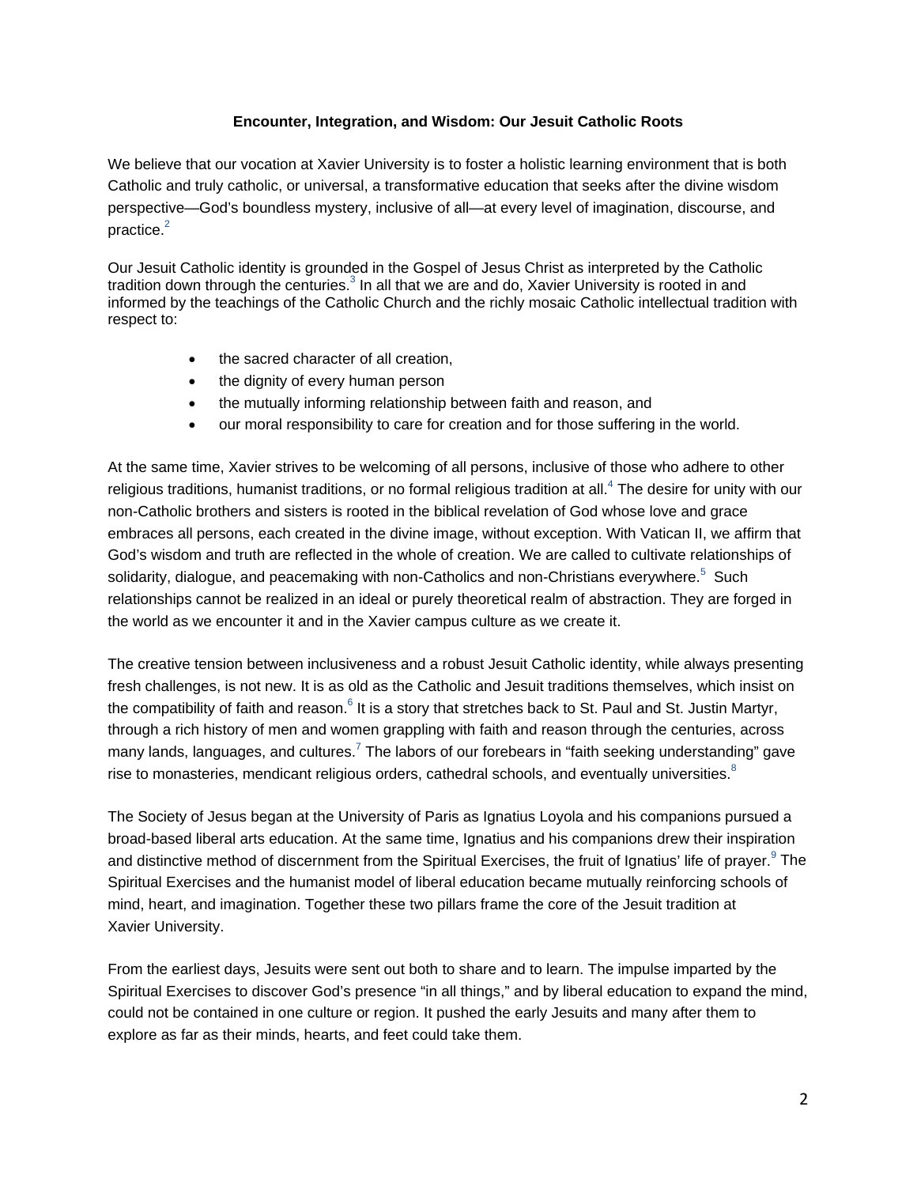## Encounter, Integration, and Wisdom: Our Jesuit Catholic Roots

We believe that our vocation at Xavier University is to foster a holistic learning environment that is both Catholic and truly catholic, or universal, a transformative education that seeks after the divine wisdom perspective—God's boundless mystery, inclusive of all—at every level of imagination, discourse, and practice.[2]

Our Jesuit Catholic identity is grounded in the Gospel of Jesus Christ as interpreted by the Catholic tradition down through the centuries.[3] In all that we are and do, Xavier University is rooted in and informed by the teachings of the Catholic Church and the richly mosaic Catholic intellectual tradition with respect to:

- the sacred character of all creation,
- the dignity of every human person
- the mutually informing relationship between faith and reason, and
- our moral responsibility to care for creation and for those suffering in the world.

At the same time, Xavier strives to be welcoming of all persons, inclusive of those who adhere to other religious traditions, humanist traditions, or no formal religious tradition at all.[4] The desire for unity with our non-Catholic brothers and sisters is rooted in the biblical revelation of God whose love and grace embraces all persons, each created in the divine image, without exception. With Vatican II, we affirm that God's wisdom and truth are reflected in the whole of creation. We are called to cultivate relationships of solidarity, dialogue, and peacemaking with non-Catholics and non-Christians everywhere.[5] Such relationships cannot be realized in an ideal or purely theoretical realm of abstraction. They are forged in the world as we encounter it and in the Xavier campus culture as we create it.

The creative tension between inclusiveness and a robust Jesuit Catholic identity, while always presenting fresh challenges, is not new. It is as old as the Catholic and Jesuit traditions themselves, which insist on the compatibility of faith and reason.[6] It is a story that stretches back to St. Paul and St. Justin Martyr, through a rich history of men and women grappling with faith and reason through the centuries, across many lands, languages, and cultures.[7] The labors of our forebears in "faith seeking understanding" gave rise to monasteries, mendicant religious orders, cathedral schools, and eventually universities.[8]

The Society of Jesus began at the University of Paris as Ignatius Loyola and his companions pursued a broad-based liberal arts education. At the same time, Ignatius and his companions drew their inspiration and distinctive method of discernment from the Spiritual Exercises, the fruit of Ignatius' life of prayer.[9] The Spiritual Exercises and the humanist model of liberal education became mutually reinforcing schools of mind, heart, and imagination. Together these two pillars frame the core of the Jesuit tradition at Xavier University.

From the earliest days, Jesuits were sent out both to share and to learn. The impulse imparted by the Spiritual Exercises to discover God's presence "in all things," and by liberal education to expand the mind, could not be contained in one culture or region. It pushed the early Jesuits and many after them to explore as far as their minds, hearts, and feet could take them.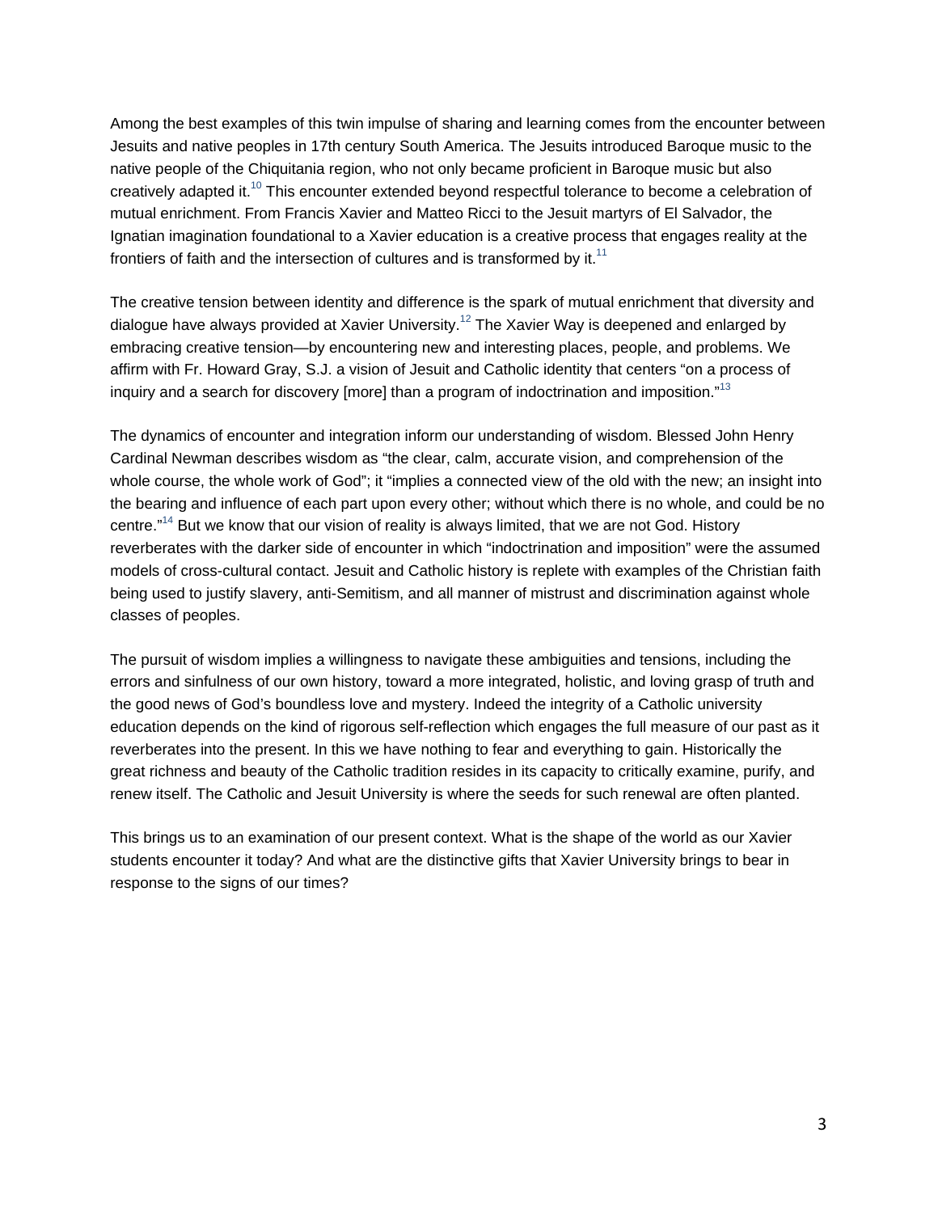Among the best examples of this twin impulse of sharing and learning comes from the encounter between Jesuits and native peoples in 17th century South America. The Jesuits introduced Baroque music to the native people of the Chiquitania region, who not only became proficient in Baroque music but also creatively adapted it.[10] This encounter extended beyond respectful tolerance to become a celebration of mutual enrichment. From Francis Xavier and Matteo Ricci to the Jesuit martyrs of El Salvador, the Ignatian imagination foundational to a Xavier education is a creative process that engages reality at the frontiers of faith and the intersection of cultures and is transformed by it.[11]

The creative tension between identity and difference is the spark of mutual enrichment that diversity and dialogue have always provided at Xavier University.[12] The Xavier Way is deepened and enlarged by embracing creative tension—by encountering new and interesting places, people, and problems. We affirm with Fr. Howard Gray, S.J. a vision of Jesuit and Catholic identity that centers "on a process of inquiry and a search for discovery [more] than a program of indoctrination and imposition."[13]

The dynamics of encounter and integration inform our understanding of wisdom. Blessed John Henry Cardinal Newman describes wisdom as "the clear, calm, accurate vision, and comprehension of the whole course, the whole work of God"; it "implies a connected view of the old with the new; an insight into the bearing and influence of each part upon every other; without which there is no whole, and could be no centre."[14] But we know that our vision of reality is always limited, that we are not God. History reverberates with the darker side of encounter in which "indoctrination and imposition" were the assumed models of cross-cultural contact. Jesuit and Catholic history is replete with examples of the Christian faith being used to justify slavery, anti-Semitism, and all manner of mistrust and discrimination against whole classes of peoples.

The pursuit of wisdom implies a willingness to navigate these ambiguities and tensions, including the errors and sinfulness of our own history, toward a more integrated, holistic, and loving grasp of truth and the good news of God's boundless love and mystery. Indeed the integrity of a Catholic university education depends on the kind of rigorous self-reflection which engages the full measure of our past as it reverberates into the present. In this we have nothing to fear and everything to gain. Historically the great richness and beauty of the Catholic tradition resides in its capacity to critically examine, purify, and renew itself. The Catholic and Jesuit University is where the seeds for such renewal are often planted.

This brings us to an examination of our present context. What is the shape of the world as our Xavier students encounter it today? And what are the distinctive gifts that Xavier University brings to bear in response to the signs of our times?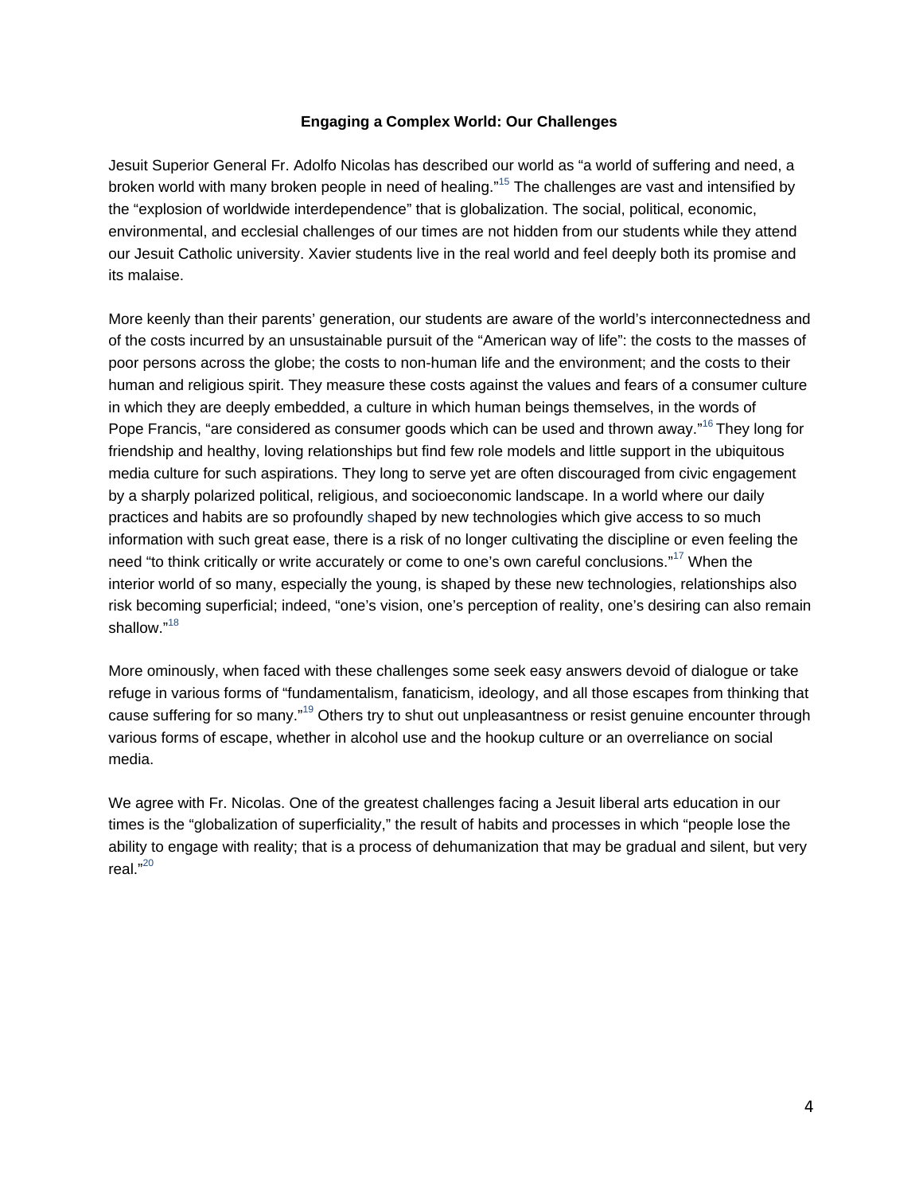**Engaging a Complex World: Our Challenges**

Jesuit Superior General Fr. Adolfo Nicolas has described our world as "a world of suffering and need, a broken world with many broken people in need of healing."[15] The challenges are vast and intensified by the "explosion of worldwide interdependence" that is globalization. The social, political, economic, environmental, and ecclesial challenges of our times are not hidden from our students while they attend our Jesuit Catholic university. Xavier students live in the real world and feel deeply both its promise and its malaise.

More keenly than their parents' generation, our students are aware of the world's interconnectedness and of the costs incurred by an unsustainable pursuit of the "American way of life": the costs to the masses of poor persons across the globe; the costs to non-human life and the environment; and the costs to their human and religious spirit. They measure these costs against the values and fears of a consumer culture in which they are deeply embedded, a culture in which human beings themselves, in the words of Pope Francis, "are considered as consumer goods which can be used and thrown away."[16] They long for friendship and healthy, loving relationships but find few role models and little support in the ubiquitous media culture for such aspirations. They long to serve yet are often discouraged from civic engagement by a sharply polarized political, religious, and socioeconomic landscape. In a world where our daily practices and habits are so profoundly shaped by new technologies which give access to so much information with such great ease, there is a risk of no longer cultivating the discipline or even feeling the need "to think critically or write accurately or come to one's own careful conclusions."[17] When the interior world of so many, especially the young, is shaped by these new technologies, relationships also risk becoming superficial; indeed, "one's vision, one's perception of reality, one's desiring can also remain shallow."[18]

More ominously, when faced with these challenges some seek easy answers devoid of dialogue or take refuge in various forms of "fundamentalism, fanaticism, ideology, and all those escapes from thinking that cause suffering for so many."[19] Others try to shut out unpleasantness or resist genuine encounter through various forms of escape, whether in alcohol use and the hookup culture or an overreliance on social media.

We agree with Fr. Nicolas. One of the greatest challenges facing a Jesuit liberal arts education in our times is the "globalization of superficiality," the result of habits and processes in which "people lose the ability to engage with reality; that is a process of dehumanization that may be gradual and silent, but very real."[20]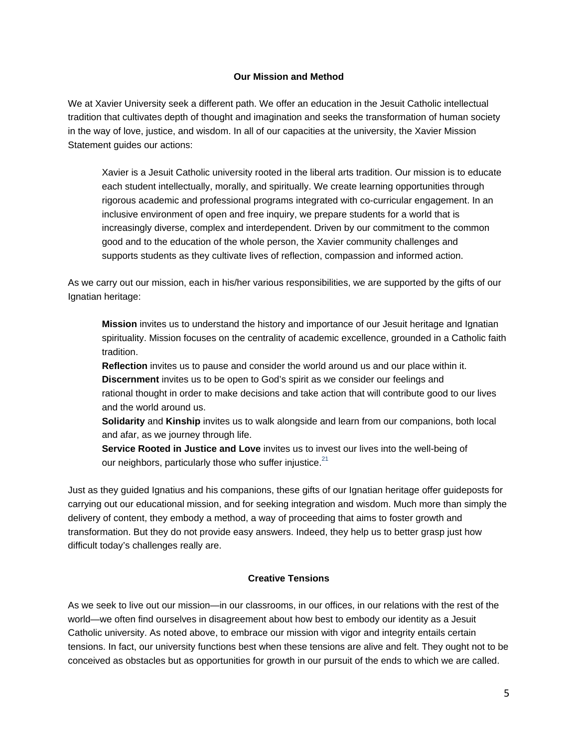## Our Mission and Method

We at Xavier University seek a different path. We offer an education in the Jesuit Catholic intellectual tradition that cultivates depth of thought and imagination and seeks the transformation of human society in the way of love, justice, and wisdom. In all of our capacities at the university, the Xavier Mission Statement guides our actions:

> Xavier is a Jesuit Catholic university rooted in the liberal arts tradition. Our mission is to educate each student intellectually, morally, and spiritually. We create learning opportunities through rigorous academic and professional programs integrated with co-curricular engagement. In an inclusive environment of open and free inquiry, we prepare students for a world that is increasingly diverse, complex and interdependent. Driven by our commitment to the common good and to the education of the whole person, the Xavier community challenges and supports students as they cultivate lives of reflection, compassion and informed action.

As we carry out our mission, each in his/her various responsibilities, we are supported by the gifts of our Ignatian heritage:

> **Mission** invites us to understand the history and importance of our Jesuit heritage and Ignatian spirituality. Mission focuses on the centrality of academic excellence, grounded in a Catholic faith tradition.
> **Reflection** invites us to pause and consider the world around us and our place within it.
> **Discernment** invites us to be open to God's spirit as we consider our feelings and rational thought in order to make decisions and take action that will contribute good to our lives and the world around us.
> **Solidarity** and **Kinship** invites us to walk alongside and learn from our companions, both local and afar, as we journey through life.
> **Service Rooted in Justice and Love** invites us to invest our lives into the well-being of our neighbors, particularly those who suffer injustice.[21]

Just as they guided Ignatius and his companions, these gifts of our Ignatian heritage offer guideposts for carrying out our educational mission, and for seeking integration and wisdom. Much more than simply the delivery of content, they embody a method, a way of proceeding that aims to foster growth and transformation. But they do not provide easy answers. Indeed, they help us to better grasp just how difficult today's challenges really are.

## Creative Tensions

As we seek to live out our mission—in our classrooms, in our offices, in our relations with the rest of the world—we often find ourselves in disagreement about how best to embody our identity as a Jesuit Catholic university. As noted above, to embrace our mission with vigor and integrity entails certain tensions. In fact, our university functions best when these tensions are alive and felt. They ought not to be conceived as obstacles but as opportunities for growth in our pursuit of the ends to which we are called.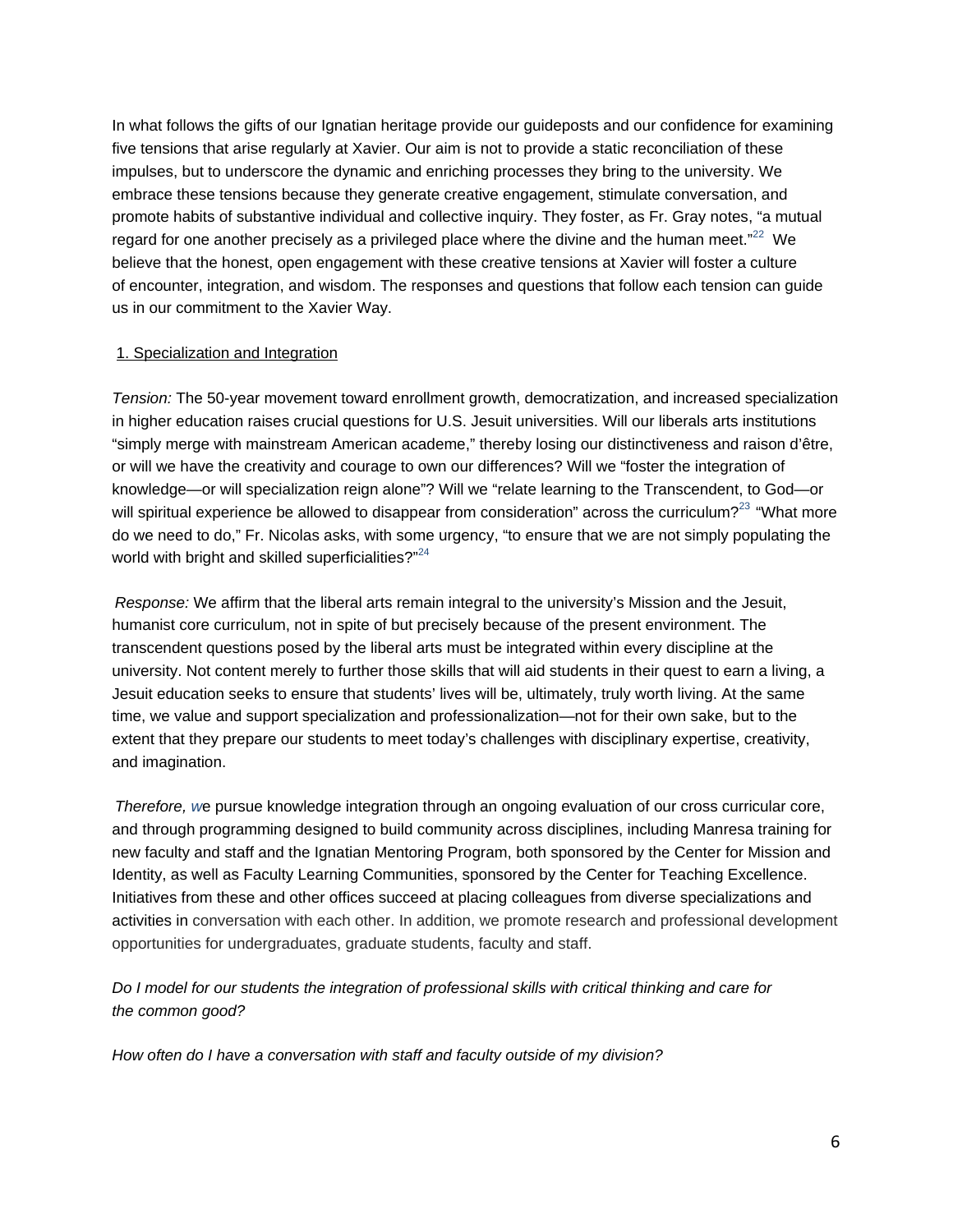In what follows the gifts of our Ignatian heritage provide our guideposts and our confidence for examining five tensions that arise regularly at Xavier. Our aim is not to provide a static reconciliation of these impulses, but to underscore the dynamic and enriching processes they bring to the university. We embrace these tensions because they generate creative engagement, stimulate conversation, and promote habits of substantive individual and collective inquiry. They foster, as Fr. Gray notes, "a mutual regard for one another precisely as a privileged place where the divine and the human meet."[22] We believe that the honest, open engagement with these creative tensions at Xavier will foster a culture of encounter, integration, and wisdom. The responses and questions that follow each tension can guide us in our commitment to the Xavier Way.

## 1. Specialization and Integration

*Tension:* The 50-year movement toward enrollment growth, democratization, and increased specialization in higher education raises crucial questions for U.S. Jesuit universities. Will our liberals arts institutions "simply merge with mainstream American academe," thereby losing our distinctiveness and raison d'être, or will we have the creativity and courage to own our differences? Will we "foster the integration of knowledge—or will specialization reign alone"? Will we "relate learning to the Transcendent, to God—or will spiritual experience be allowed to disappear from consideration" across the curriculum?[23] "What more do we need to do," Fr. Nicolas asks, with some urgency, "to ensure that we are not simply populating the world with bright and skilled superficialities?"[24]

*Response:* We affirm that the liberal arts remain integral to the university's Mission and the Jesuit, humanist core curriculum, not in spite of but precisely because of the present environment. The transcendent questions posed by the liberal arts must be integrated within every discipline at the university. Not content merely to further those skills that will aid students in their quest to earn a living, a Jesuit education seeks to ensure that students' lives will be, ultimately, truly worth living. At the same time, we value and support specialization and professionalization—not for their own sake, but to the extent that they prepare our students to meet today's challenges with disciplinary expertise, creativity, and imagination.

*Therefore, w*e pursue knowledge integration through an ongoing evaluation of our cross curricular core, and through programming designed to build community across disciplines, including Manresa training for new faculty and staff and the Ignatian Mentoring Program, both sponsored by the Center for Mission and Identity, as well as Faculty Learning Communities, sponsored by the Center for Teaching Excellence. Initiatives from these and other offices succeed at placing colleagues from diverse specializations and activities in conversation with each other. In addition, we promote research and professional development opportunities for undergraduates, graduate students, faculty and staff.

*Do I model for our students the integration of professional skills with critical thinking and care for the common good?*

*How often do I have a conversation with staff and faculty outside of my division?*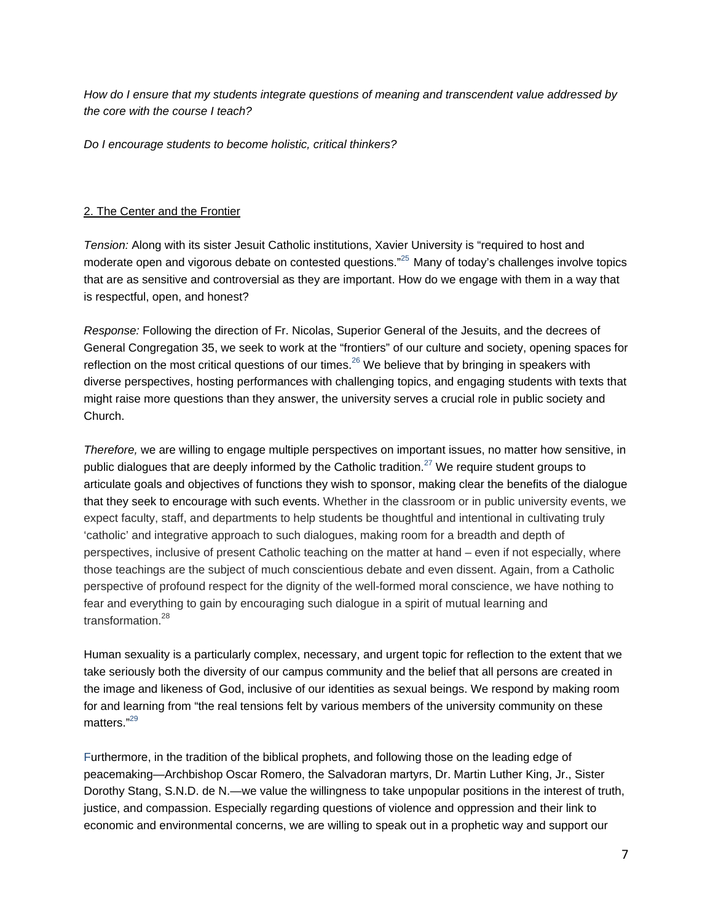*How do I ensure that my students integrate questions of meaning and transcendent value addressed by the core with the course I teach?*

*Do I encourage students to become holistic, critical thinkers?*

## 2. The Center and the Frontier

*Tension:* Along with its sister Jesuit Catholic institutions, Xavier University is "required to host and moderate open and vigorous debate on contested questions."[25] Many of today's challenges involve topics that are as sensitive and controversial as they are important. How do we engage with them in a way that is respectful, open, and honest?

*Response:* Following the direction of Fr. Nicolas, Superior General of the Jesuits, and the decrees of General Congregation 35, we seek to work at the "frontiers" of our culture and society, opening spaces for reflection on the most critical questions of our times.[26] We believe that by bringing in speakers with diverse perspectives, hosting performances with challenging topics, and engaging students with texts that might raise more questions than they answer, the university serves a crucial role in public society and Church.

*Therefore,* we are willing to engage multiple perspectives on important issues, no matter how sensitive, in public dialogues that are deeply informed by the Catholic tradition.[27] We require student groups to articulate goals and objectives of functions they wish to sponsor, making clear the benefits of the dialogue that they seek to encourage with such events. Whether in the classroom or in public university events, we expect faculty, staff, and departments to help students be thoughtful and intentional in cultivating truly 'catholic' and integrative approach to such dialogues, making room for a breadth and depth of perspectives, inclusive of present Catholic teaching on the matter at hand – even if not especially, where those teachings are the subject of much conscientious debate and even dissent. Again, from a Catholic perspective of profound respect for the dignity of the well-formed moral conscience, we have nothing to fear and everything to gain by encouraging such dialogue in a spirit of mutual learning and transformation.[28]

Human sexuality is a particularly complex, necessary, and urgent topic for reflection to the extent that we take seriously both the diversity of our campus community and the belief that all persons are created in the image and likeness of God, inclusive of our identities as sexual beings. We respond by making room for and learning from "the real tensions felt by various members of the university community on these matters."[29]

Furthermore, in the tradition of the biblical prophets, and following those on the leading edge of peacemaking—Archbishop Oscar Romero, the Salvadoran martyrs, Dr. Martin Luther King, Jr., Sister Dorothy Stang, S.N.D. de N.—we value the willingness to take unpopular positions in the interest of truth, justice, and compassion. Especially regarding questions of violence and oppression and their link to economic and environmental concerns, we are willing to speak out in a prophetic way and support our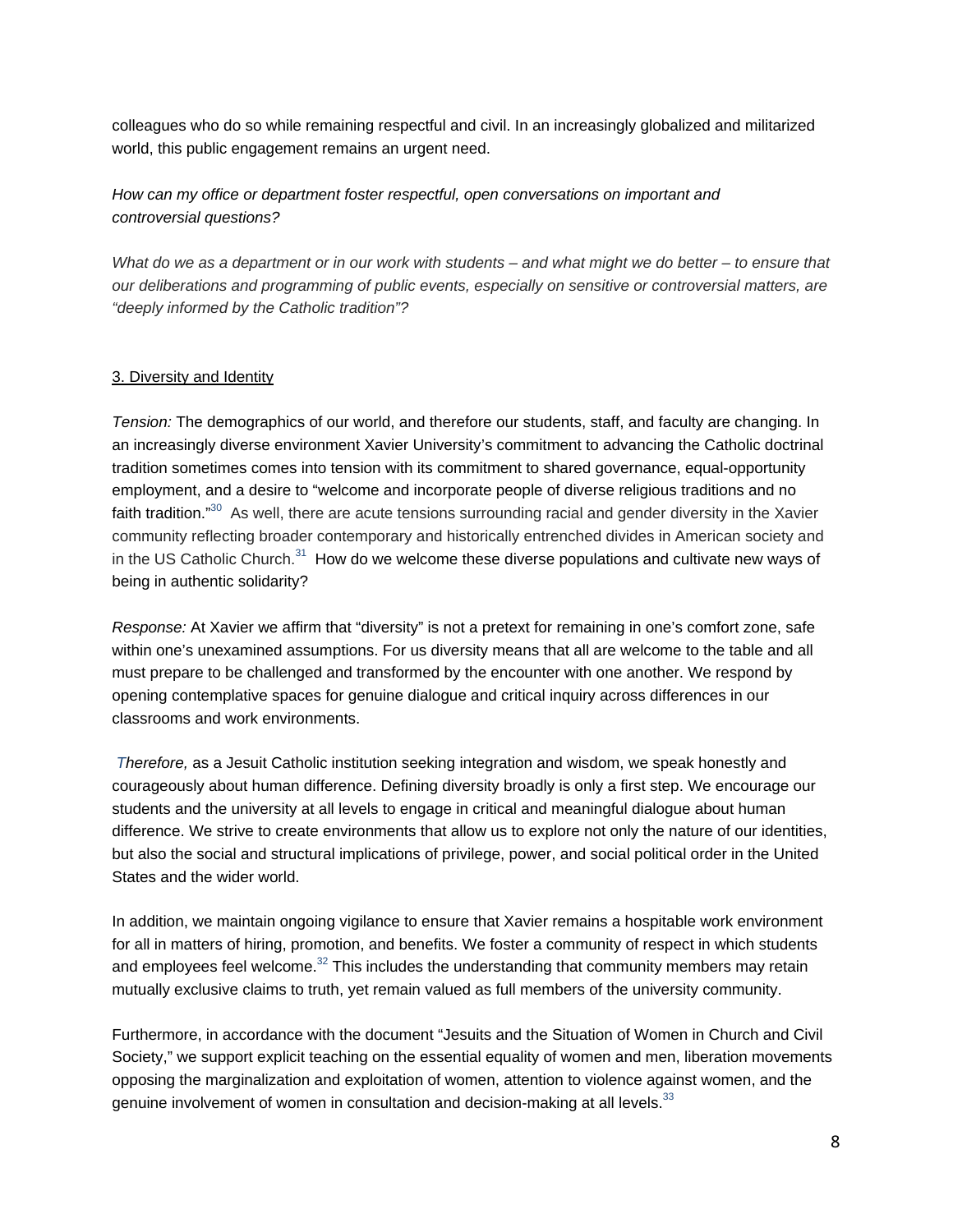colleagues who do so while remaining respectful and civil. In an increasingly globalized and militarized world, this public engagement remains an urgent need.

*How can my office or department foster respectful, open conversations on important and controversial questions?*

*What do we as a department or in our work with students – and what might we do better – to ensure that our deliberations and programming of public events, especially on sensitive or controversial matters, are "deeply informed by the Catholic tradition"?*

3. Diversity and Identity

*Tension:* The demographics of our world, and therefore our students, staff, and faculty are changing. In an increasingly diverse environment Xavier University's commitment to advancing the Catholic doctrinal tradition sometimes comes into tension with its commitment to shared governance, equal-opportunity employment, and a desire to "welcome and incorporate people of diverse religious traditions and no faith tradition."[30] As well, there are acute tensions surrounding racial and gender diversity in the Xavier community reflecting broader contemporary and historically entrenched divides in American society and in the US Catholic Church.[31] How do we welcome these diverse populations and cultivate new ways of being in authentic solidarity?

*Response:* At Xavier we affirm that "diversity" is not a pretext for remaining in one's comfort zone, safe within one's unexamined assumptions. For us diversity means that all are welcome to the table and all must prepare to be challenged and transformed by the encounter with one another. We respond by opening contemplative spaces for genuine dialogue and critical inquiry across differences in our classrooms and work environments.

*Therefore,* as a Jesuit Catholic institution seeking integration and wisdom, we speak honestly and courageously about human difference. Defining diversity broadly is only a first step. We encourage our students and the university at all levels to engage in critical and meaningful dialogue about human difference. We strive to create environments that allow us to explore not only the nature of our identities, but also the social and structural implications of privilege, power, and social political order in the United States and the wider world.

In addition, we maintain ongoing vigilance to ensure that Xavier remains a hospitable work environment for all in matters of hiring, promotion, and benefits. We foster a community of respect in which students and employees feel welcome.[32] This includes the understanding that community members may retain mutually exclusive claims to truth, yet remain valued as full members of the university community.

Furthermore, in accordance with the document "Jesuits and the Situation of Women in Church and Civil Society," we support explicit teaching on the essential equality of women and men, liberation movements opposing the marginalization and exploitation of women, attention to violence against women, and the genuine involvement of women in consultation and decision-making at all levels.[33]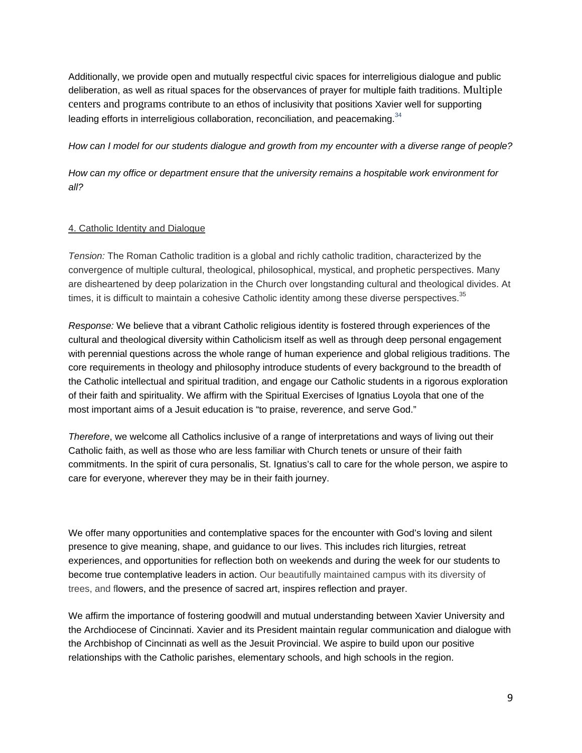Additionally, we provide open and mutually respectful civic spaces for interreligious dialogue and public deliberation, as well as ritual spaces for the observances of prayer for multiple faith traditions. Multiple centers and programs contribute to an ethos of inclusivity that positions Xavier well for supporting leading efforts in interreligious collaboration, reconciliation, and peacemaking.[34]

*How can I model for our students dialogue and growth from my encounter with a diverse range of people?*

*How can my office or department ensure that the university remains a hospitable work environment for all?*

4. Catholic Identity and Dialogue

*Tension:* The Roman Catholic tradition is a global and richly catholic tradition, characterized by the convergence of multiple cultural, theological, philosophical, mystical, and prophetic perspectives. Many are disheartened by deep polarization in the Church over longstanding cultural and theological divides. At times, it is difficult to maintain a cohesive Catholic identity among these diverse perspectives.[35]

*Response:* We believe that a vibrant Catholic religious identity is fostered through experiences of the cultural and theological diversity within Catholicism itself as well as through deep personal engagement with perennial questions across the whole range of human experience and global religious traditions. The core requirements in theology and philosophy introduce students of every background to the breadth of the Catholic intellectual and spiritual tradition, and engage our Catholic students in a rigorous exploration of their faith and spirituality. We affirm with the Spiritual Exercises of Ignatius Loyola that one of the most important aims of a Jesuit education is "to praise, reverence, and serve God."

*Therefore*, we welcome all Catholics inclusive of a range of interpretations and ways of living out their Catholic faith, as well as those who are less familiar with Church tenets or unsure of their faith commitments. In the spirit of cura personalis, St. Ignatius's call to care for the whole person, we aspire to care for everyone, wherever they may be in their faith journey.

We offer many opportunities and contemplative spaces for the encounter with God's loving and silent presence to give meaning, shape, and guidance to our lives. This includes rich liturgies, retreat experiences, and opportunities for reflection both on weekends and during the week for our students to become true contemplative leaders in action. Our beautifully maintained campus with its diversity of trees, and flowers, and the presence of sacred art, inspires reflection and prayer.

We affirm the importance of fostering goodwill and mutual understanding between Xavier University and the Archdiocese of Cincinnati. Xavier and its President maintain regular communication and dialogue with the Archbishop of Cincinnati as well as the Jesuit Provincial. We aspire to build upon our positive relationships with the Catholic parishes, elementary schools, and high schools in the region.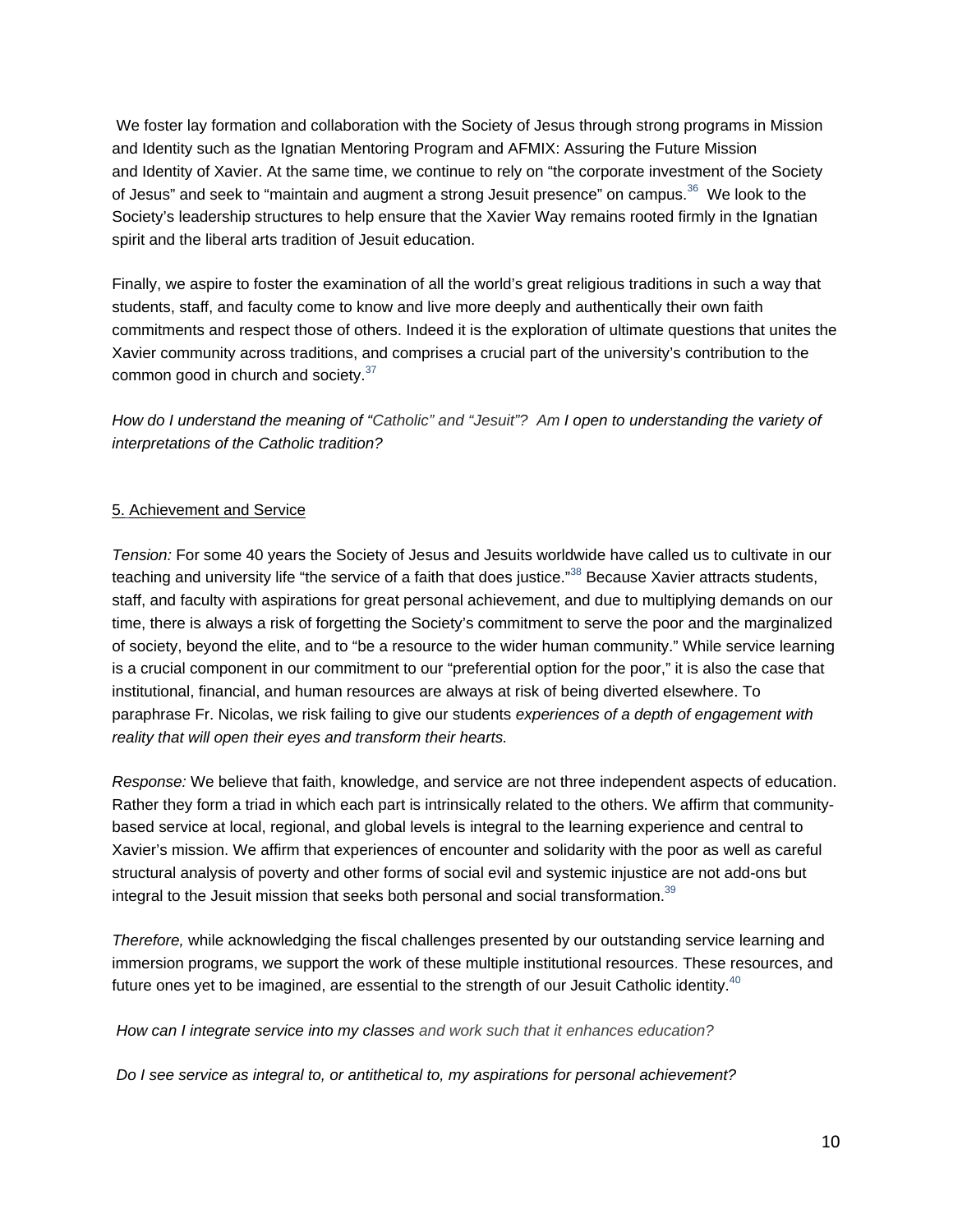We foster lay formation and collaboration with the Society of Jesus through strong programs in Mission and Identity such as the Ignatian Mentoring Program and AFMIX: Assuring the Future Mission and Identity of Xavier. At the same time, we continue to rely on "the corporate investment of the Society of Jesus" and seek to "maintain and augment a strong Jesuit presence" on campus.[36] We look to the Society's leadership structures to help ensure that the Xavier Way remains rooted firmly in the Ignatian spirit and the liberal arts tradition of Jesuit education.

Finally, we aspire to foster the examination of all the world's great religious traditions in such a way that students, staff, and faculty come to know and live more deeply and authentically their own faith commitments and respect those of others. Indeed it is the exploration of ultimate questions that unites the Xavier community across traditions, and comprises a crucial part of the university's contribution to the common good in church and society.[37]

*How do I understand the meaning of "Catholic" and "Jesuit"? Am I open to understanding the variety of interpretations of the Catholic tradition?*

## 5. Achievement and Service

*Tension:* For some 40 years the Society of Jesus and Jesuits worldwide have called us to cultivate in our teaching and university life "the service of a faith that does justice."[38] Because Xavier attracts students, staff, and faculty with aspirations for great personal achievement, and due to multiplying demands on our time, there is always a risk of forgetting the Society's commitment to serve the poor and the marginalized of society, beyond the elite, and to "be a resource to the wider human community." While service learning is a crucial component in our commitment to our "preferential option for the poor," it is also the case that institutional, financial, and human resources are always at risk of being diverted elsewhere. To paraphrase Fr. Nicolas, we risk failing to give our students *experiences of a depth of engagement with reality that will open their eyes and transform their hearts.*

*Response:* We believe that faith, knowledge, and service are not three independent aspects of education. Rather they form a triad in which each part is intrinsically related to the others. We affirm that community-based service at local, regional, and global levels is integral to the learning experience and central to Xavier's mission. We affirm that experiences of encounter and solidarity with the poor as well as careful structural analysis of poverty and other forms of social evil and systemic injustice are not add-ons but integral to the Jesuit mission that seeks both personal and social transformation.[39]

*Therefore,* while acknowledging the fiscal challenges presented by our outstanding service learning and immersion programs, we support the work of these multiple institutional resources. These resources, and future ones yet to be imagined, are essential to the strength of our Jesuit Catholic identity.[40]

*How can I integrate service into my classes and work such that it enhances education?*

*Do I see service as integral to, or antithetical to, my aspirations for personal achievement?*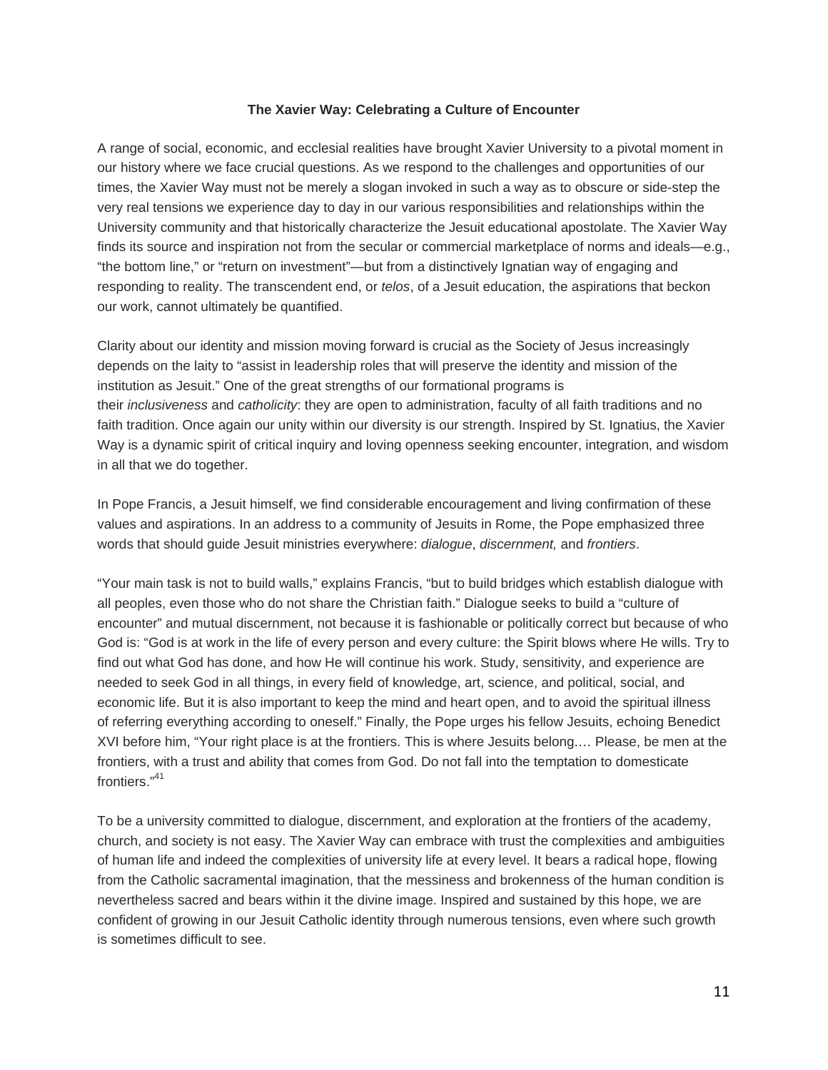**The Xavier Way: Celebrating a Culture of Encounter**

A range of social, economic, and ecclesial realities have brought Xavier University to a pivotal moment in our history where we face crucial questions. As we respond to the challenges and opportunities of our times, the Xavier Way must not be merely a slogan invoked in such a way as to obscure or side-step the very real tensions we experience day to day in our various responsibilities and relationships within the University community and that historically characterize the Jesuit educational apostolate. The Xavier Way finds its source and inspiration not from the secular or commercial marketplace of norms and ideals—e.g., "the bottom line," or "return on investment"—but from a distinctively Ignatian way of engaging and responding to reality. The transcendent end, or *telos*, of a Jesuit education, the aspirations that beckon our work, cannot ultimately be quantified.

Clarity about our identity and mission moving forward is crucial as the Society of Jesus increasingly depends on the laity to "assist in leadership roles that will preserve the identity and mission of the institution as Jesuit." One of the great strengths of our formational programs is their *inclusiveness* and *catholicity*: they are open to administration, faculty of all faith traditions and no faith tradition. Once again our unity within our diversity is our strength. Inspired by St. Ignatius, the Xavier Way is a dynamic spirit of critical inquiry and loving openness seeking encounter, integration, and wisdom in all that we do together.

In Pope Francis, a Jesuit himself, we find considerable encouragement and living confirmation of these values and aspirations. In an address to a community of Jesuits in Rome, the Pope emphasized three words that should guide Jesuit ministries everywhere: *dialogue*, *discernment,* and *frontiers*.

"Your main task is not to build walls," explains Francis, "but to build bridges which establish dialogue with all peoples, even those who do not share the Christian faith." Dialogue seeks to build a "culture of encounter" and mutual discernment, not because it is fashionable or politically correct but because of who God is: "God is at work in the life of every person and every culture: the Spirit blows where He wills. Try to find out what God has done, and how He will continue his work. Study, sensitivity, and experience are needed to seek God in all things, in every field of knowledge, art, science, and political, social, and economic life. But it is also important to keep the mind and heart open, and to avoid the spiritual illness of referring everything according to oneself." Finally, the Pope urges his fellow Jesuits, echoing Benedict XVI before him, "Your right place is at the frontiers. This is where Jesuits belong.… Please, be men at the frontiers, with a trust and ability that comes from God. Do not fall into the temptation to domesticate frontiers."[41]

To be a university committed to dialogue, discernment, and exploration at the frontiers of the academy, church, and society is not easy. The Xavier Way can embrace with trust the complexities and ambiguities of human life and indeed the complexities of university life at every level. It bears a radical hope, flowing from the Catholic sacramental imagination, that the messiness and brokenness of the human condition is nevertheless sacred and bears within it the divine image. Inspired and sustained by this hope, we are confident of growing in our Jesuit Catholic identity through numerous tensions, even where such growth is sometimes difficult to see.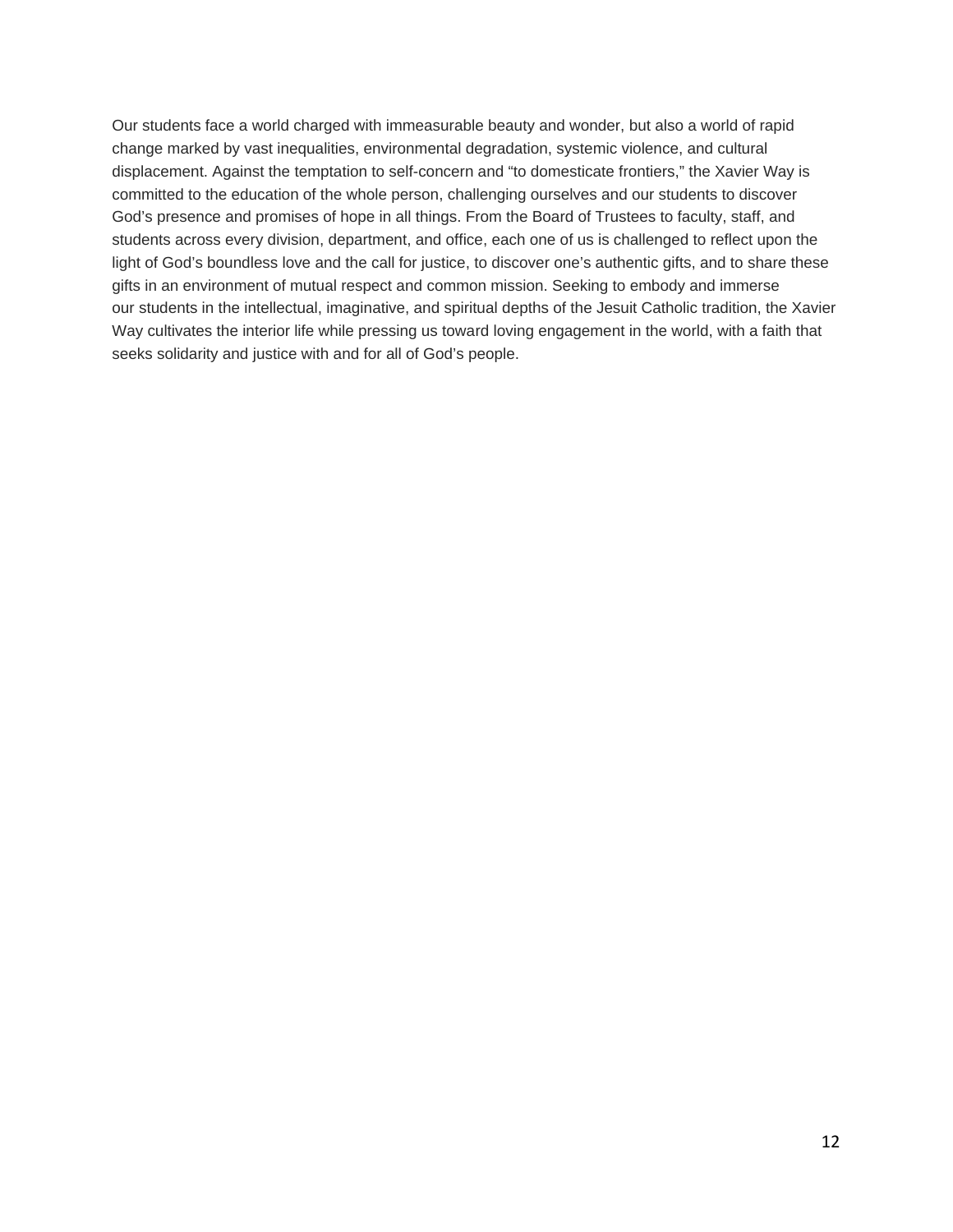Our students face a world charged with immeasurable beauty and wonder, but also a world of rapid change marked by vast inequalities, environmental degradation, systemic violence, and cultural displacement. Against the temptation to self-concern and "to domesticate frontiers," the Xavier Way is committed to the education of the whole person, challenging ourselves and our students to discover God's presence and promises of hope in all things. From the Board of Trustees to faculty, staff, and students across every division, department, and office, each one of us is challenged to reflect upon the light of God's boundless love and the call for justice, to discover one's authentic gifts, and to share these gifts in an environment of mutual respect and common mission. Seeking to embody and immerse our students in the intellectual, imaginative, and spiritual depths of the Jesuit Catholic tradition, the Xavier Way cultivates the interior life while pressing us toward loving engagement in the world, with a faith that seeks solidarity and justice with and for all of God's people.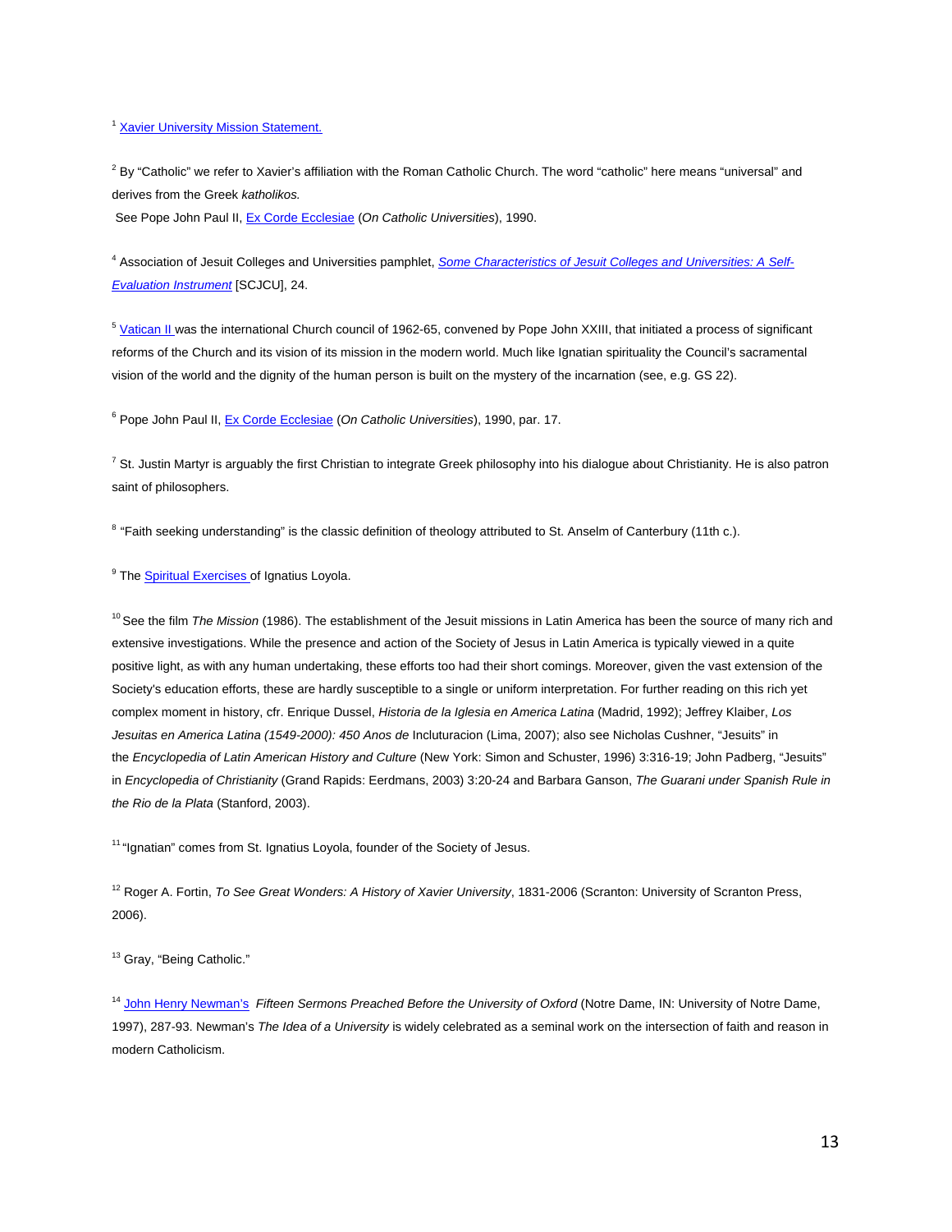[1] Xavier University Mission Statement.

[2] By "Catholic" we refer to Xavier's affiliation with the Roman Catholic Church. The word "catholic" here means "universal" and derives from the Greek *katholikos.*

See Pope John Paul II, Ex Corde Ecclesiae (*On Catholic Universities*), 1990.

[4] Association of Jesuit Colleges and Universities pamphlet, *Some Characteristics of Jesuit Colleges and Universities: A Self-Evaluation Instrument* [SCJCU], 24.

[5] Vatican II was the international Church council of 1962-65, convened by Pope John XXIII, that initiated a process of significant reforms of the Church and its vision of its mission in the modern world. Much like Ignatian spirituality the Council's sacramental vision of the world and the dignity of the human person is built on the mystery of the incarnation (see, e.g. GS 22).

[6] Pope John Paul II, Ex Corde Ecclesiae (*On Catholic Universities*), 1990, par. 17.

[7] St. Justin Martyr is arguably the first Christian to integrate Greek philosophy into his dialogue about Christianity. He is also patron saint of philosophers.

[8] "Faith seeking understanding" is the classic definition of theology attributed to St. Anselm of Canterbury (11th c.).

[9] The Spiritual Exercises of Ignatius Loyola.

[10] See the film *The Mission* (1986). The establishment of the Jesuit missions in Latin America has been the source of many rich and extensive investigations. While the presence and action of the Society of Jesus in Latin America is typically viewed in a quite positive light, as with any human undertaking, these efforts too had their short comings. Moreover, given the vast extension of the Society's education efforts, these are hardly susceptible to a single or uniform interpretation. For further reading on this rich yet complex moment in history, cfr. Enrique Dussel, *Historia de la Iglesia en America Latina* (Madrid, 1992); Jeffrey Klaiber, *Los Jesuitas en America Latina (1549-2000): 450 Anos de* Incluturacion (Lima, 2007); also see Nicholas Cushner, "Jesuits" in the *Encyclopedia of Latin American History and Culture* (New York: Simon and Schuster, 1996) 3:316-19; John Padberg, "Jesuits" in *Encyclopedia of Christianity* (Grand Rapids: Eerdmans, 2003) 3:20-24 and Barbara Ganson, *The Guarani under Spanish Rule in the Rio de la Plata* (Stanford, 2003).

[11] "Ignatian" comes from St. Ignatius Loyola, founder of the Society of Jesus.

[12] Roger A. Fortin, *To See Great Wonders: A History of Xavier University*, 1831-2006 (Scranton: University of Scranton Press, 2006).

[13] Gray, "Being Catholic."

[14] John Henry Newman's *Fifteen Sermons Preached Before the University of Oxford* (Notre Dame, IN: University of Notre Dame, 1997), 287-93. Newman's *The Idea of a University* is widely celebrated as a seminal work on the intersection of faith and reason in modern Catholicism.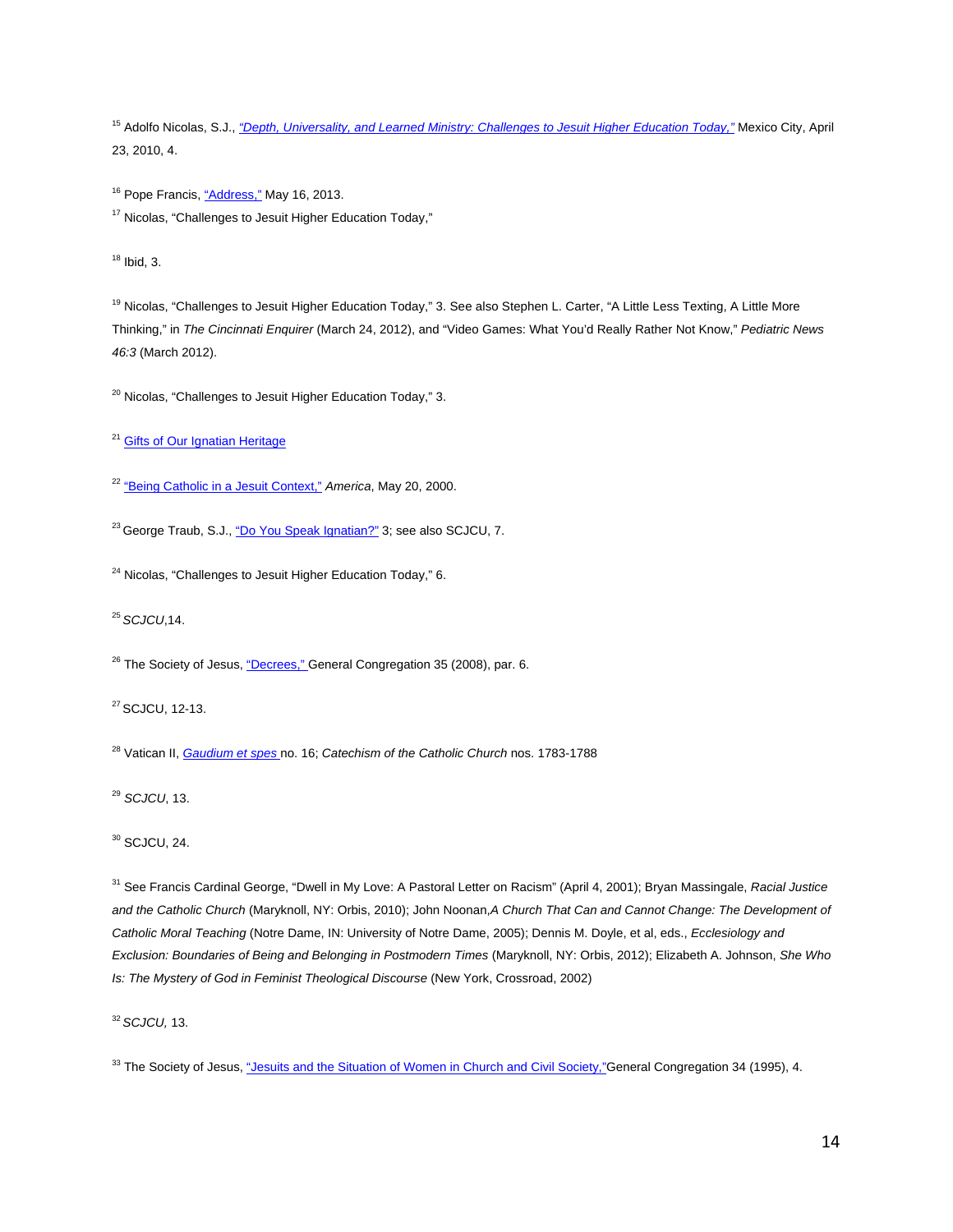[15] Adolfo Nicolas, S.J., *"Depth, Universality, and Learned Ministry: Challenges to Jesuit Higher Education Today,"* Mexico City, April 23, 2010, 4.

[16] Pope Francis, "Address," May 16, 2013.

[17] Nicolas, "Challenges to Jesuit Higher Education Today,"

[18] Ibid, 3.

[19] Nicolas, "Challenges to Jesuit Higher Education Today," 3. See also Stephen L. Carter, "A Little Less Texting, A Little More Thinking," in *The Cincinnati Enquirer* (March 24, 2012), and "Video Games: What You'd Really Rather Not Know," *Pediatric News 46:3* (March 2012).

[20] Nicolas, "Challenges to Jesuit Higher Education Today," 3.

[21] Gifts of Our Ignatian Heritage

[22] "Being Catholic in a Jesuit Context," *America*, May 20, 2000.

[23] George Traub, S.J., "Do You Speak Ignatian?" 3; see also SCJCU, 7.

[24] Nicolas, "Challenges to Jesuit Higher Education Today," 6.

[25] *SCJCU*,14.

[26] The Society of Jesus, "Decrees," General Congregation 35 (2008), par. 6.

[27] SCJCU, 12-13.

[28] Vatican II, *Gaudium et spes* no. 16; *Catechism of the Catholic Church* nos. 1783-1788

[29] *SCJCU*, 13.

[30] SCJCU, 24.

[31] See Francis Cardinal George, "Dwell in My Love: A Pastoral Letter on Racism" (April 4, 2001); Bryan Massingale, *Racial Justice and the Catholic Church* (Maryknoll, NY: Orbis, 2010); John Noonan,*A Church That Can and Cannot Change: The Development of Catholic Moral Teaching* (Notre Dame, IN: University of Notre Dame, 2005); Dennis M. Doyle, et al, eds., *Ecclesiology and Exclusion: Boundaries of Being and Belonging in Postmodern Times* (Maryknoll, NY: Orbis, 2012); Elizabeth A. Johnson, *She Who Is: The Mystery of God in Feminist Theological Discourse* (New York, Crossroad, 2002)

[32] *SCJCU,* 13.

[33] The Society of Jesus, "Jesuits and the Situation of Women in Church and Civil Society,"General Congregation 34 (1995), 4.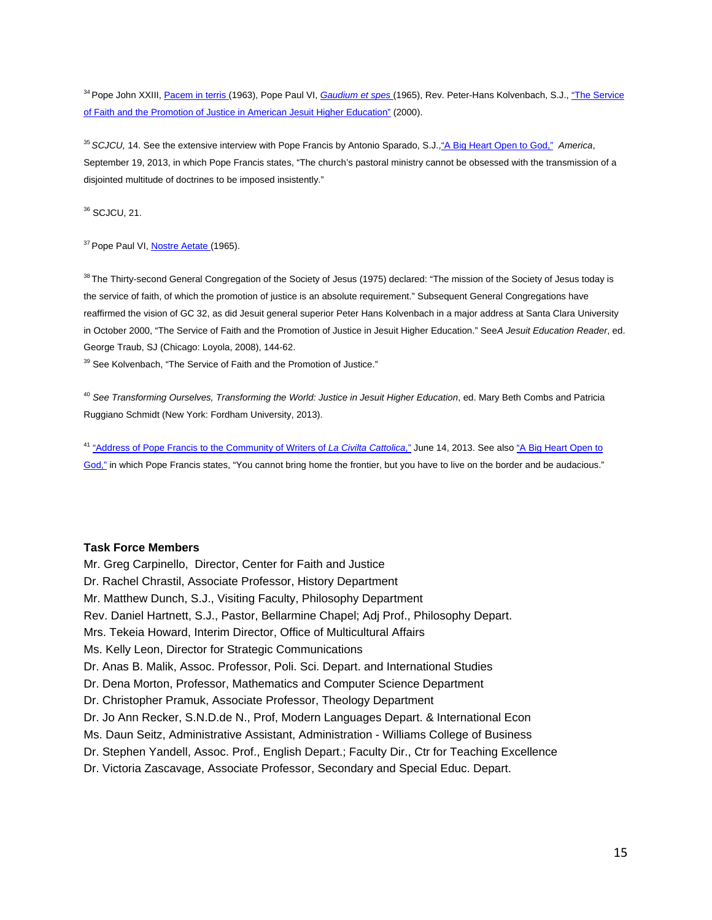[34] Pope John XXIII, Pacem in terris (1963), Pope Paul VI, *Gaudium et spes* (1965), Rev. Peter-Hans Kolvenbach, S.J., "The Service of Faith and the Promotion of Justice in American Jesuit Higher Education" (2000).

[35] *SCJCU,* 14. See the extensive interview with Pope Francis by Antonio Sparado, S.J.,"A Big Heart Open to God," *America*, September 19, 2013, in which Pope Francis states, "The church's pastoral ministry cannot be obsessed with the transmission of a disjointed multitude of doctrines to be imposed insistently."

[36] SCJCU, 21.

[37] Pope Paul VI, Nostre Aetate (1965).

[38] The Thirty-second General Congregation of the Society of Jesus (1975) declared: "The mission of the Society of Jesus today is the service of faith, of which the promotion of justice is an absolute requirement." Subsequent General Congregations have reaffirmed the vision of GC 32, as did Jesuit general superior Peter Hans Kolvenbach in a major address at Santa Clara University in October 2000, "The Service of Faith and the Promotion of Justice in Jesuit Higher Education." See*A Jesuit Education Reader*, ed. George Traub, SJ (Chicago: Loyola, 2008), 144-62.

[39] See Kolvenbach, "The Service of Faith and the Promotion of Justice."

[40] *See Transforming Ourselves, Transforming the World: Justice in Jesuit Higher Education*, ed. Mary Beth Combs and Patricia Ruggiano Schmidt (New York: Fordham University, 2013).

[41] "Address of Pope Francis to the Community of Writers of *La Civilta Cattolica*," June 14, 2013. See also "A Big Heart Open to God," in which Pope Francis states, "You cannot bring home the frontier, but you have to live on the border and be audacious."

**Task Force Members**

Mr. Greg Carpinello, Director, Center for Faith and Justice
Dr. Rachel Chrastil, Associate Professor, History Department
Mr. Matthew Dunch, S.J., Visiting Faculty, Philosophy Department
Rev. Daniel Hartnett, S.J., Pastor, Bellarmine Chapel; Adj Prof., Philosophy Depart.
Mrs. Tekeia Howard, Interim Director, Office of Multicultural Affairs
Ms. Kelly Leon, Director for Strategic Communications
Dr. Anas B. Malik, Assoc. Professor, Poli. Sci. Depart. and International Studies
Dr. Dena Morton, Professor, Mathematics and Computer Science Department
Dr. Christopher Pramuk, Associate Professor, Theology Department
Dr. Jo Ann Recker, S.N.D.de N., Prof, Modern Languages Depart. & International Econ
Ms. Daun Seitz, Administrative Assistant, Administration - Williams College of Business
Dr. Stephen Yandell, Assoc. Prof., English Depart.; Faculty Dir., Ctr for Teaching Excellence
Dr. Victoria Zascavage, Associate Professor, Secondary and Special Educ. Depart.